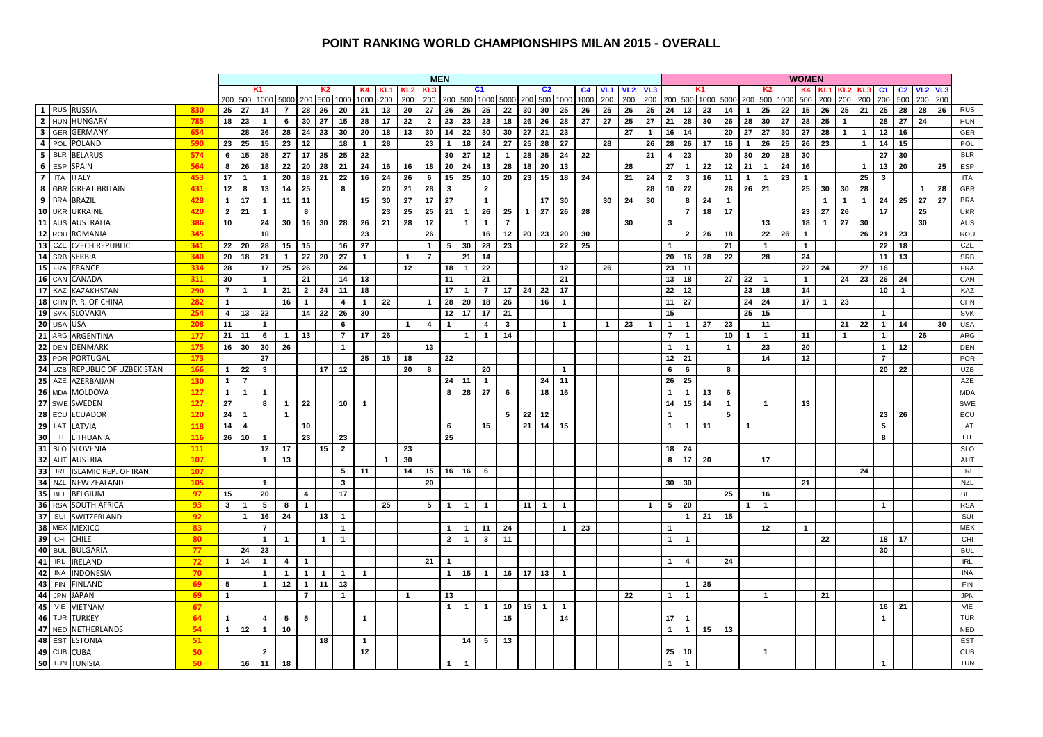# POINT RANKING WORLD CHAMPIONSHIPS MILAN 2015 - OVERALL

| | | | | MEN | | | | | | | | | | | | | | | | | | | | | | WOMEN | | | | | | | | | | | | | | | |
|---|---|---|---|---|---|---|---|---|---|---|---|---|---|---|---|---|---|---|---|---|---|---|---|---|---|---|---|---|---|---|---|---|---|---|---|---|---|---|---|---|---|
| | | | | K1 | | | | K2 | | | K4 | KL1 | KL2 | KL3 | C1 | | | | C2 | | | C4 | VL1 | VL2 | VL3 | K1 | | | | K2 | | | K4 | KL1 | KL2 | KL3 | C1 | C2 | VL2 | VL3 | |
| | | | | 200 | 500 | 1000 | 5000 | 200 | 500 | 1000 | 1000 | 200 | 200 | 200 | 200 | 500 | 1000 | 5000 | 200 | 500 | 1000 | 1000 | 200 | 200 | 200 | 200 | 500 | 1000 | 5000 | 200 | 500 | 1000 | 500 | 200 | 200 | 200 | 200 | 500 | 200 | 200 | |
| 1 | RUS | RUSSIA | 830 | 25 | 27 | 14 | 7 | 28 | 26 | 20 | 21 | 13 | 20 | 27 | 26 | 26 | 25 | 22 | 30 | 30 | 25 | 26 | 25 | 26 | 25 | 24 | 13 | 23 | 14 | 1 | 25 | 22 | 15 | 26 | 25 | 21 | 25 | 28 | 28 | 26 | RUS |
| 2 | HUN | HUNGARY | 785 | 18 | 23 | 1 | 6 | 30 | 27 | 15 | 28 | 17 | 22 | 2 | 23 | 23 | 23 | 18 | 26 | 26 | 28 | 27 | 27 | 25 | 27 | 21 | 28 | 30 | 26 | 28 | 30 | 27 | 28 | 25 | 1 | | 28 | 27 | 24 | | HUN |
| 3 | GER | GERMANY | 654 | | 28 | 26 | 28 | 24 | 23 | 30 | 20 | 18 | 13 | 30 | 14 | 22 | 30 | 30 | 27 | 21 | 23 | | | 27 | 1 | 16 | 14 | | 20 | 27 | 27 | 30 | 27 | 28 | 1 | 1 | 12 | 16 | | | GER |
| 4 | POL | POLAND | 590 | 23 | 25 | 15 | 23 | 12 | | 18 | 1 | 28 | | 23 | 1 | 18 | 24 | 27 | 25 | 28 | 27 | | 28 | | 26 | 28 | 26 | 17 | 16 | 1 | 26 | 25 | 26 | 23 | | 1 | 14 | 15 | | | POL |
| 5 | BLR | BELARUS | 574 | 6 | 15 | 25 | 27 | 17 | 25 | 25 | 22 | | | | 30 | 27 | 12 | 1 | 28 | 25 | 24 | 22 | | | 21 | 4 | 23 | | 30 | 30 | 20 | 28 | 30 | | | | 27 | 30 | | | BLR |
| 6 | ESP | SPAIN | 564 | 8 | 26 | 18 | 22 | 20 | 28 | 21 | 24 | 16 | 16 | 18 | 20 | 24 | 13 | 28 | 18 | 20 | 13 | | | 28 | | 27 | 1 | 22 | 12 | 21 | 1 | 24 | 16 | | | 1 | 13 | 20 | | 25 | ESP |
| 7 | ITA | ITALY | 453 | 17 | 1 | 1 | 20 | 18 | 21 | 22 | 16 | 24 | 26 | 6 | 15 | 25 | 10 | 20 | 23 | 15 | 18 | 24 | | 21 | 24 | 2 | 3 | 16 | 11 | 1 | 1 | 23 | 1 | | | 25 | 3 | | | | ITA |
| 8 | GBR | GREAT BRITAIN | 431 | 12 | 8 | 13 | 14 | 25 | | 8 | | 20 | 21 | 28 | 3 | | 2 | | | | | | | | 28 | 10 | 22 | | 28 | 26 | 21 | | 25 | 30 | 30 | 28 | | | 1 | 28 | GBR |
| 9 | BRA | BRAZIL | 428 | 1 | 17 | 1 | 11 | 11 | | | 15 | 30 | 27 | 17 | 27 | | 1 | | | 17 | 30 | | 30 | 24 | 30 | | 8 | 24 | 1 | | | | | 1 | 1 | 1 | 24 | 25 | 27 | 27 | BRA |
| 10 | UKR | UKRAINE | 420 | 2 | 21 | 1 | | 8 | | | | 23 | 25 | 25 | 21 | 1 | 26 | 25 | 1 | 27 | 26 | 28 | | | | | 7 | 18 | 17 | | | | 23 | 27 | 26 | | 17 | | 25 | | UKR |
| 11 | AUS | AUSTRALIA | 386 | 10 | | 24 | 30 | 16 | 30 | 28 | 26 | 21 | 28 | 12 | | 1 | 1 | 7 | | | | | | 30 | | 3 | | | | | 13 | | 18 | 1 | 27 | 30 | | | 30 | | AUS |
| 12 | ROU | ROMANIA | 345 | | | 10 | | | | | 23 | | | 26 | | | 16 | 12 | 20 | 23 | 20 | 30 | | | | | 2 | 26 | 18 | | 22 | 26 | 1 | | | 26 | 21 | 23 | | | ROU |
| 13 | CZE | CZECH REPUBLIC | 341 | 22 | 20 | 28 | 15 | 15 | | 16 | 27 | | | 1 | 5 | 30 | 28 | 23 | | | 22 | 25 | | | | 1 | | | 21 | | 1 | | 1 | | | | 22 | 18 | | | CZE |
| 14 | SRB | SERBIA | 340 | 20 | 18 | 21 | 1 | 27 | 20 | 27 | 1 | | 1 | 7 | | 21 | 14 | | | | 21 | | | | | 20 | 16 | 28 | 22 | | 28 | | 24 | | | 11 | 13 | | | | SRB |
| 15 | FRA | FRANCE | 334 | 28 | | 17 | 25 | 26 | | 24 | | | 12 | | 18 | 1 | 22 | | | | 12 | | 26 | | | 23 | 11 | | | | | | 22 | 24 | | 27 | 16 | | | | FRA |
| 16 | CAN | CANADA | 311 | 30 | | 1 | | 21 | | 14 | 13 | | | | 11 | | 21 | | | | | | | | | 13 | 18 | | 27 | 22 | 1 | | 1 | | 24 | 23 | 26 | 24 | | | CAN |
| 17 | KAZ | KAZAKHSTAN | 290 | 7 | 1 | 1 | 21 | 2 | 24 | 11 | 18 | | | | 17 | 1 | 7 | 17 | 24 | 22 | 17 | | | | | 22 | 12 | | | 23 | 18 | | 14 | | | | 10 | 1 | | | KAZ |
| 18 | CHN | P. R. OF CHINA | 282 | 1 | | | 16 | 1 | | 4 | 1 | 22 | | 1 | 28 | 20 | 18 | 26 | | 16 | 1 | | | | | 11 | 27 | | | 24 | 24 | | 17 | 1 | 23 | | | | | | CHN |
| 19 | SVK | SLOVAKIA | 254 | 4 | 13 | 22 | | 14 | 22 | 26 | 30 | | | | 12 | 17 | 17 | 21 | | | | | | | | 15 | | | | 25 | 15 | | | | | | 1 | | | | SVK |
| 20 | USA | USA | 208 | 11 | | 1 | | | | 6 | | | 1 | 4 | 1 | | 4 | 3 | | | 1 | | 1 | 23 | 1 | 1 | 1 | 27 | 23 | | 11 | | | | 21 | 22 | 1 | 14 | | 30 | USA |
| 21 | ARG | ARGENTINA | 177 | 21 | 11 | 6 | 1 | 13 | | 7 | 17 | 26 | | | | 1 | 1 | 14 | | | | | | | | 7 | 1 | | 10 | 1 | 1 | | 11 | | 1 | | 1 | | 26 | | ARG |
| 22 | DEN | DENMARK | 175 | 16 | 30 | 30 | 26 | | | 1 | | | | 13 | | | | | | | | | | | | 1 | 1 | | 1 | | 23 | | 20 | | | | 1 | 12 | | | DEN |
| 23 | POR | PORTUGAL | 173 | | | 27 | | | | | 25 | 15 | 18 | | 22 | | | | | | | | | | | 12 | 21 | | | | 14 | | 12 | | | | 7 | | | | POR |
| 24 | UZB | REPUBLIC OF UZBEKISTAN | 166 | 1 | 22 | 3 | | | 17 | 12 | | | 20 | 8 | | | 20 | | | | 1 | | | | | 6 | 6 | | 8 | | | | | | | | 20 | 22 | | | UZB |
| 25 | AZE | AZERBAIJAN | 130 | 1 | 7 | | | | | | | | | | 24 | 11 | 1 | | | 24 | 11 | | | | | 26 | 25 | | | | | | | | | | | | | | AZE |
| 26 | MDA | MOLDOVA | 127 | 1 | 1 | 1 | | | | | | | | | 8 | 28 | 27 | 6 | | 18 | 16 | | | | | 1 | 1 | 13 | 6 | | | | | | | | | | | | MDA |
| 27 | SWE | SWEDEN | 127 | 27 | | 8 | 1 | 22 | | 10 | 1 | | | | | | | | | | | | | | | 14 | 15 | 14 | 1 | | 1 | | 13 | | | | | | | | SWE |
| 28 | ECU | ECUADOR | 120 | 24 | 1 | | 1 | | | | | | | | | | | 5 | 22 | 12 | | | | | | 1 | | | 5 | | | | | | | | 23 | 26 | | | ECU |
| 29 | LAT | LATVIA | 118 | 14 | 4 | | | 10 | | | | | | | 6 | | 15 | | 21 | 14 | 15 | | | | | 1 | 1 | 11 | | 1 | | | | | | | 5 | | | | LAT |
| 30 | LIT | LITHUANIA | 116 | 26 | 10 | 1 | | 23 | | 23 | | | | | 25 | | | | | | | | | | | | | | | | | | | | | | 8 | | | | LIT |
| 31 | SLO | SLOVENIA | 111 | | | 12 | 17 | | 15 | 2 | | | 23 | | | | | | | | | | | | | 18 | 24 | | | | | | | | | | | | | | SLO |
| 32 | AUT | AUSTRIA | 107 | | | 1 | 13 | | | | | 1 | 30 | | | | | | | | | | | | | 8 | 17 | 20 | | | 17 | | | | | | | | | | AUT |
| 33 | IRI | ISLAMIC REP. OF IRAN | 107 | | | | | | | 5 | 11 | | 14 | 15 | 16 | 16 | 6 | | | | | | | | | | | | | | | | | | | 24 | | | | | IRI |
| 34 | NZL | NEW ZEALAND | 105 | | | 1 | | | | 3 | | | | 20 | | | | | | | | | | | | 30 | 30 | | | | | | 21 | | | | | | | | NZL |
| 35 | BEL | BELGIUM | 97 | 15 | | 20 | | 4 | | 17 | | | | | | | | | | | | | | | | | | | 25 | | 16 | | | | | | | | | | BEL |
| 36 | RSA | SOUTH AFRICA | 93 | 3 | 1 | 5 | 8 | 1 | | | | 25 | | 5 | 1 | 1 | 1 | | 11 | 1 | 1 | | | | 1 | 5 | 20 | | | 1 | 1 | | | | | | 1 | | | | RSA |
| 37 | SUI | SWITZERLAND | 92 | | 1 | 16 | 24 | | 13 | 1 | | | | | | | | | | | | | | | | | 1 | 21 | 15 | | | | | | | | | | | | SUI |
| 38 | MEX | MEXICO | 83 | | | 7 | | | | 1 | | | | | 1 | 1 | 11 | 24 | | | 1 | 23 | | | | 1 | | | | | 12 | | 1 | | | | | | | | MEX |
| 39 | CHI | CHILE | 80 | | | 1 | 1 | | 1 | 1 | | | | | 2 | 1 | 3 | 11 | | | | | | | | 1 | 1 | | | | | | | 22 | | | 18 | 17 | | | CHI |
| 40 | BUL | BULGARIA | 77 | | 24 | 23 | | | | | | | | | | | | | | | | | | | | | | | | | | | | | | | 30 | | | | BUL |
| 41 | IRL | IRELAND | 72 | 1 | 14 | 1 | 4 | 1 | | | | | | 21 | 1 | | | | | | | | | | | 1 | 4 | | 24 | | | | | | | | | | | | IRL |
| 42 | INA | INDONESIA | 70 | | | 1 | 1 | 1 | 1 | 1 | 1 | | | | 1 | 15 | 1 | 16 | 17 | 13 | 1 | | | | | | | | | | | | | | | | | | | | INA |
| 43 | FIN | FINLAND | 69 | 5 | | 1 | 12 | 1 | 11 | 13 | | | | | | | | | | | | | | | | | 1 | 25 | | | | | | | | | | | | | FIN |
| 44 | JPN | JAPAN | 69 | 1 | | | | 7 | | 1 | | | 1 | | 13 | | | | | | | | | 22 | | 1 | 1 | | | | 1 | | | 21 | | | | | | | JPN |
| 45 | VIE | VIETNAM | 67 | | | | | | | | | | | | 1 | 1 | 1 | 10 | 15 | 1 | 1 | | | | | | | | | | | | | | | | 16 | 21 | | | VIE |
| 46 | TUR | TURKEY | 64 | 1 | | 4 | 5 | 5 | | | 1 | | | | | | | 15 | | | 14 | | | | | 17 | 1 | | | | | | | | | | 1 | | | | TUR |
| 47 | NED | NETHERLANDS | 54 | 1 | 12 | 1 | 10 | | | | | | | | | | | | | | | | | | | 1 | 1 | 15 | 13 | | | | | | | | | | | | NED |
| 48 | EST | ESTONIA | 51 | | | | | | 18 | | 1 | | | | | 14 | 5 | 13 | | | | | | | | | | | | | | | | | | | | | | | EST |
| 49 | CUB | CUBA | 50 | | | 2 | | | | | 12 | | | | | | | | | | | | | | | 25 | 10 | | | | 1 | | | | | | | | | | CUB |
| 50 | TUN | TUNISIA | 50 | | 16 | 11 | 18 | | | | | | | | 1 | 1 | | | | | | | | | | 1 | 1 | | | | | | | | | | 1 | | | | TUN |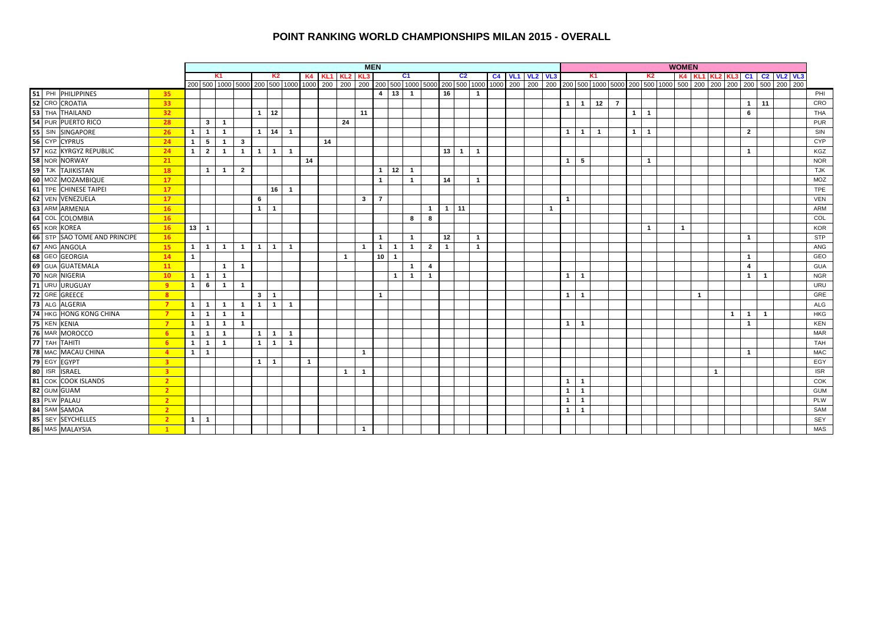## POINT RANKING WORLD CHAMPIONSHIPS MILAN 2015 - OVERALL

| | | | | MEN | | | | | | | | | | | | | | | | | | | | | | WOMEN | | | | | | | | | | | | | | | |
|---|---|---|---|---|---|---|---|---|---|---|---|---|---|---|---|---|---|---|---|---|---|---|---|---|---|---|---|---|---|---|---|---|---|---|---|---|---|---|---|---|---|
| | | | | K1 | | | | K2 | | | K4 | KL1 | KL2 | KL3 | C1 | | | | C2 | | | C4 | VL1 | VL2 | VL3 | K1 | | | | K2 | | | K4 | KL1 | KL2 | KL3 | C1 | C2 | VL2 | VL3 | |
| | | | | 200 | 500 | 1000 | 5000 | 200 | 500 | 1000 | 1000 | 200 | 200 | 200 | 200 | 500 | 1000 | 5000 | 200 | 500 | 1000 | 1000 | 200 | 200 | 200 | 200 | 500 | 1000 | 5000 | 200 | 500 | 1000 | 500 | 200 | 200 | 200 | 200 | 500 | 200 | 200 | |
| 51 | PHI | PHILIPPINES | 35 | | | | | | | | | | | | 4 | 13 | 1 | | 16 | | 1 | | | | | | | | | | | | | | | | | | | | PHI |
| 52 | CRO | CROATIA | 33 | | | | | | | | | | | | | | | | | | | | | | | 1 | 1 | 12 | 7 | | | | | | | | 1 | 11 | | | CRO |
| 53 | THA | THAILAND | 32 | | | | | 1 | 12 | | | | | 11 | | | | | | | | | | | | | | | | 1 | 1 | | | | | | 6 | | | | THA |
| 54 | PUR | PUERTO RICO | 28 | | 3 | 1 | | | | | | | 24 | | | | | | | | | | | | | | | | | | | | | | | | | | | | PUR |
| 55 | SIN | SINGAPORE | 26 | 1 | 1 | 1 | | 1 | 14 | 1 | | | | | | | | | | | | | | | | 1 | 1 | 1 | | 1 | 1 | | | | | | 2 | | | | SIN |
| 56 | CYP | CYPRUS | 24 | 1 | 5 | 1 | 3 | | | | | 14 | | | | | | | | | | | | | | | | | | | | | | | | | | | | | CYP |
| 57 | KGZ | KYRGYZ REPUBLIC | 24 | 1 | 2 | 1 | 1 | 1 | 1 | 1 | | | | | | | | | 13 | 1 | 1 | | | | | | | | | | | | | | | | 1 | | | | KGZ |
| 58 | NOR | NORWAY | 21 | | | | | | | | 14 | | | | | | | | | | | | | | | 1 | 5 | | | | 1 | | | | | | | | | | NOR |
| 59 | TJK | TAJIKISTAN | 18 | | 1 | 1 | 2 | | | | | | | | 1 | 12 | 1 | | | | | | | | | | | | | | | | | | | | | | | | TJK |
| 60 | MOZ | MOZAMBIQUE | 17 | | | | | | | | | | | | 1 | | 1 | | 14 | | 1 | | | | | | | | | | | | | | | | | | | | MOZ |
| 61 | TPE | CHINESE TAIPEI | 17 | | | | | | 16 | 1 | | | | | | | | | | | | | | | | | | | | | | | | | | | | | | | TPE |
| 62 | VEN | VENEZUELA | 17 | | | | | 6 | | | | | | 3 | 7 | | | | | | | | | | | 1 | | | | | | | | | | | | | | | VEN |
| 63 | ARM | ARMENIA | 16 | | | | | 1 | 1 | | | | | | | | | 1 | 1 | 11 | | | | | 1 | | | | | | | | | | | | | | | | ARM |
| 64 | COL | COLOMBIA | 16 | | | | | | | | | | | | | | 8 | 8 | | | | | | | | | | | | | | | | | | | | | | | COL |
| 65 | KOR | KOREA | 16 | 13 | 1 | | | | | | | | | | | | | | | | | | | | | | | | | | 1 | | 1 | | | | | | | | KOR |
| 66 | STP | SAO TOME AND PRINCIPE | 16 | | | | | | | | | | | | 1 | | 1 | | 12 | | 1 | | | | | | | | | | | | | | | | 1 | | | | STP |
| 67 | ANG | ANGOLA | 15 | 1 | 1 | 1 | 1 | 1 | 1 | 1 | | | | 1 | 1 | 1 | 1 | 2 | 1 | | 1 | | | | | | | | | | | | | | | | | | | | ANG |
| 68 | GEO | GEORGIA | 14 | 1 | | | | | | | | | 1 | | 10 | 1 | | | | | | | | | | | | | | | | | | | | | 1 | | | | GEO |
| 69 | GUA | GUATEMALA | 11 | | | 1 | 1 | | | | | | | | | | 1 | 4 | | | | | | | | | | | | | | | | | | | 4 | | | | GUA |
| 70 | NGR | NIGERIA | 10 | 1 | 1 | 1 | | | | | | | | | | 1 | 1 | 1 | | | | | | | | 1 | 1 | | | | | | | | | | 1 | 1 | | | NGR |
| 71 | URU | URUGUAY | 9 | 1 | 6 | 1 | 1 | | | | | | | | | | | | | | | | | | | | | | | | | | | | | | | | | | URU |
| 72 | GRE | GREECE | 8 | | | | | 3 | 1 | | | | | | 1 | | | | | | | | | | | 1 | 1 | | | | | | | 1 | | | | | | | GRE |
| 73 | ALG | ALGERIA | 7 | 1 | 1 | 1 | 1 | 1 | 1 | 1 | | | | | | | | | | | | | | | | | | | | | | | | | | | | | | | ALG |
| 74 | HKG | HONG KONG CHINA | 7 | 1 | 1 | 1 | 1 | | | | | | | | | | | | | | | | | | | | | | | | | | | | | 1 | 1 | 1 | | | HKG |
| 75 | KEN | KENIA | 7 | 1 | 1 | 1 | 1 | | | | | | | | | | | | | | | | | | | 1 | 1 | | | | | | | | | | 1 | | | | KEN |
| 76 | MAR | MOROCCO | 6 | 1 | 1 | 1 | | 1 | 1 | 1 | | | | | | | | | | | | | | | | | | | | | | | | | | | | | | | MAR |
| 77 | TAH | TAHITI | 6 | 1 | 1 | 1 | | 1 | 1 | 1 | | | | | | | | | | | | | | | | | | | | | | | | | | | | | | | TAH |
| 78 | MAC | MACAU CHINA | 4 | 1 | 1 | | | | | | | | | 1 | | | | | | | | | | | | | | | | | | | | | | | 1 | | | | MAC |
| 79 | EGY | EGYPT | 3 | | | | | 1 | 1 | | 1 | | | | | | | | | | | | | | | | | | | | | | | | | | | | | | EGY |
| 80 | ISR | ISRAEL | 3 | | | | | | | | | | 1 | 1 | | | | | | | | | | | | | | | | | | | | | 1 | | | | | | ISR |
| 81 | COK | COOK ISLANDS | 2 | | | | | | | | | | | | | | | | | | | | | | | 1 | 1 | | | | | | | | | | | | | | COK |
| 82 | GUM | GUAM | 2 | | | | | | | | | | | | | | | | | | | | | | | 1 | 1 | | | | | | | | | | | | | | GUM |
| 83 | PLW | PALAU | 2 | | | | | | | | | | | | | | | | | | | | | | | 1 | 1 | | | | | | | | | | | | | | PLW |
| 84 | SAM | SAMOA | 2 | | | | | | | | | | | | | | | | | | | | | | | 1 | 1 | | | | | | | | | | | | | | SAM |
| 85 | SEY | SEYCHELLES | 2 | 1 | 1 | | | | | | | | | | | | | | | | | | | | | | | | | | | | | | | | | | | | SEY |
| 86 | MAS | MALAYSIA | 1 | | | | | | | | | | | 1 | | | | | | | | | | | | | | | | | | | | | | | | | | | MAS |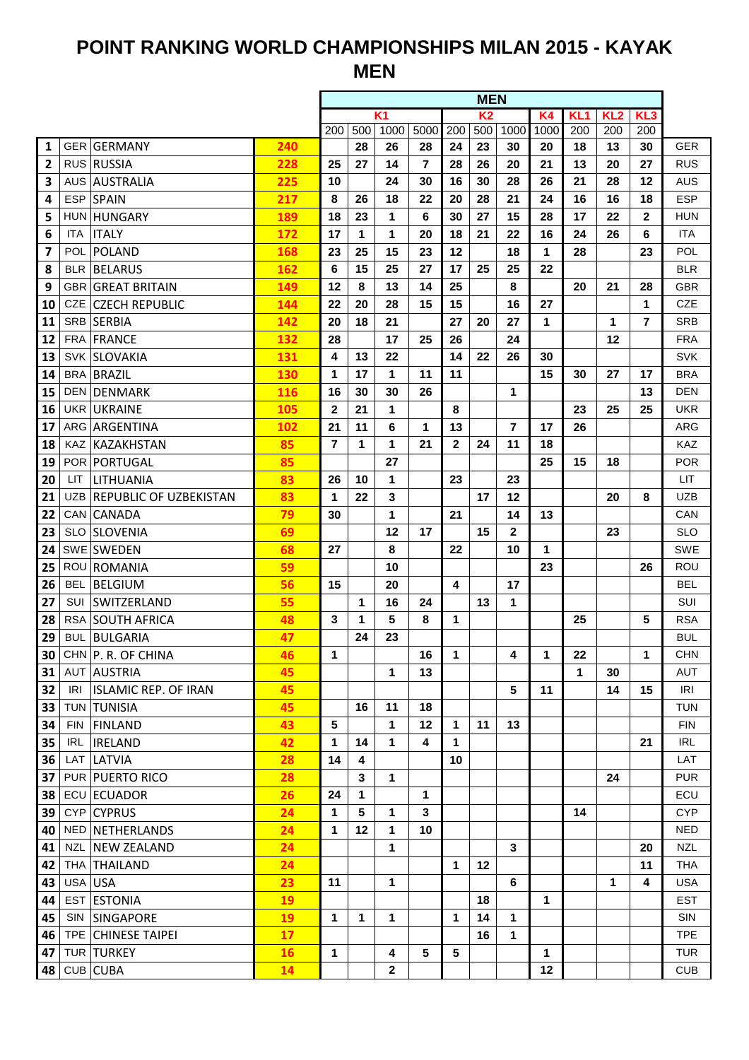# POINT RANKING WORLD CHAMPIONSHIPS MILAN 2015 - KAYAK MEN

| | | | | MEN | | | | | | | | | | | | |
|---|---|---|---|---|---|---|---|---|---|---|---|---|---|---|---|---|
| | | | | K1 | | | | K2 | | | K4 | KL1 | KL2 | KL3 | |
| | | | | 200 | 500 | 1000 | 5000 | 200 | 500 | 1000 | 1000 | 200 | 200 | 200 | |
| 1 | GER | GERMANY | 240 | | 28 | 26 | 28 | 24 | 23 | 30 | 20 | 18 | 13 | 30 | GER |
| 2 | RUS | RUSSIA | 228 | 25 | 27 | 14 | 7 | 28 | 26 | 20 | 21 | 13 | 20 | 27 | RUS |
| 3 | AUS | AUSTRALIA | 225 | 10 | | 24 | 30 | 16 | 30 | 28 | 26 | 21 | 28 | 12 | AUS |
| 4 | ESP | SPAIN | 217 | 8 | 26 | 18 | 22 | 20 | 28 | 21 | 24 | 16 | 16 | 18 | ESP |
| 5 | HUN | HUNGARY | 189 | 18 | 23 | 1 | 6 | 30 | 27 | 15 | 28 | 17 | 22 | 2 | HUN |
| 6 | ITA | ITALY | 172 | 17 | 1 | 1 | 20 | 18 | 21 | 22 | 16 | 24 | 26 | 6 | ITA |
| 7 | POL | POLAND | 168 | 23 | 25 | 15 | 23 | 12 | | 18 | 1 | 28 | | 23 | POL |
| 8 | BLR | BELARUS | 162 | 6 | 15 | 25 | 27 | 17 | 25 | 25 | 22 | | | | BLR |
| 9 | GBR | GREAT BRITAIN | 149 | 12 | 8 | 13 | 14 | 25 | | 8 | | 20 | 21 | 28 | GBR |
| 10 | CZE | CZECH REPUBLIC | 144 | 22 | 20 | 28 | 15 | 15 | | 16 | 27 | | | 1 | CZE |
| 11 | SRB | SERBIA | 142 | 20 | 18 | 21 | | 27 | 20 | 27 | 1 | | 1 | 7 | SRB |
| 12 | FRA | FRANCE | 132 | 28 | | 17 | 25 | 26 | | 24 | | | 12 | | FRA |
| 13 | SVK | SLOVAKIA | 131 | 4 | 13 | 22 | | 14 | 22 | 26 | 30 | | | | SVK |
| 14 | BRA | BRAZIL | 130 | 1 | 17 | 1 | 11 | 11 | | | 15 | 30 | 27 | 17 | BRA |
| 15 | DEN | DENMARK | 116 | 16 | 30 | 30 | 26 | | | 1 | | | | 13 | DEN |
| 16 | UKR | UKRAINE | 105 | 2 | 21 | 1 | | 8 | | | | 23 | 25 | 25 | UKR |
| 17 | ARG | ARGENTINA | 102 | 21 | 11 | 6 | 1 | 13 | | 7 | 17 | 26 | | | ARG |
| 18 | KAZ | KAZAKHSTAN | 85 | 7 | 1 | 1 | 21 | 2 | 24 | 11 | 18 | | | | KAZ |
| 19 | POR | PORTUGAL | 85 | | | 27 | | | | | 25 | 15 | 18 | | POR |
| 20 | LIT | LITHUANIA | 83 | 26 | 10 | 1 | | 23 | | 23 | | | | | LIT |
| 21 | UZB | REPUBLIC OF UZBEKISTAN | 83 | 1 | 22 | 3 | | | 17 | 12 | | | 20 | 8 | UZB |
| 22 | CAN | CANADA | 79 | 30 | | 1 | | 21 | | 14 | 13 | | | | CAN |
| 23 | SLO | SLOVENIA | 69 | | | 12 | 17 | | 15 | 2 | | | 23 | | SLO |
| 24 | SWE | SWEDEN | 68 | 27 | | 8 | | 22 | | 10 | 1 | | | | SWE |
| 25 | ROU | ROMANIA | 59 | | | 10 | | | | | 23 | | | 26 | ROU |
| 26 | BEL | BELGIUM | 56 | 15 | | 20 | | 4 | | 17 | | | | | BEL |
| 27 | SUI | SWITZERLAND | 55 | | 1 | 16 | 24 | | 13 | 1 | | | | | SUI |
| 28 | RSA | SOUTH AFRICA | 48 | 3 | 1 | 5 | 8 | 1 | | | | 25 | | 5 | RSA |
| 29 | BUL | BULGARIA | 47 | | 24 | 23 | | | | | | | | | BUL |
| 30 | CHN | P. R. OF CHINA | 46 | 1 | | | 16 | 1 | | 4 | 1 | 22 | | 1 | CHN |
| 31 | AUT | AUSTRIA | 45 | | | 1 | 13 | | | | | 1 | 30 | | AUT |
| 32 | IRI | ISLAMIC REP. OF IRAN | 45 | | | | | | | 5 | 11 | | 14 | 15 | IRI |
| 33 | TUN | TUNISIA | 45 | | 16 | 11 | 18 | | | | | | | | TUN |
| 34 | FIN | FINLAND | 43 | 5 | | 1 | 12 | 1 | 11 | 13 | | | | | FIN |
| 35 | IRL | IRELAND | 42 | 1 | 14 | 1 | 4 | 1 | | | | | | 21 | IRL |
| 36 | LAT | LATVIA | 28 | 14 | 4 | | | 10 | | | | | | | LAT |
| 37 | PUR | PUERTO RICO | 28 | | 3 | 1 | | | | | | | 24 | | PUR |
| 38 | ECU | ECUADOR | 26 | 24 | 1 | | 1 | | | | | | | | ECU |
| 39 | CYP | CYPRUS | 24 | 1 | 5 | 1 | 3 | | | | | 14 | | | CYP |
| 40 | NED | NETHERLANDS | 24 | 1 | 12 | 1 | 10 | | | | | | | | NED |
| 41 | NZL | NEW ZEALAND | 24 | | | 1 | | | | 3 | | | | 20 | NZL |
| 42 | THA | THAILAND | 24 | | | | | 1 | 12 | | | | | 11 | THA |
| 43 | USA | USA | 23 | 11 | | 1 | | | | 6 | | | 1 | 4 | USA |
| 44 | EST | ESTONIA | 19 | | | | | | 18 | | 1 | | | | EST |
| 45 | SIN | SINGAPORE | 19 | 1 | 1 | 1 | | 1 | 14 | 1 | | | | | SIN |
| 46 | TPE | CHINESE TAIPEI | 17 | | | | | | 16 | 1 | | | | | TPE |
| 47 | TUR | TURKEY | 16 | 1 | | 4 | 5 | 5 | | | 1 | | | | TUR |
| 48 | CUB | CUBA | 14 | | | 2 | | | | | 12 | | | | CUB |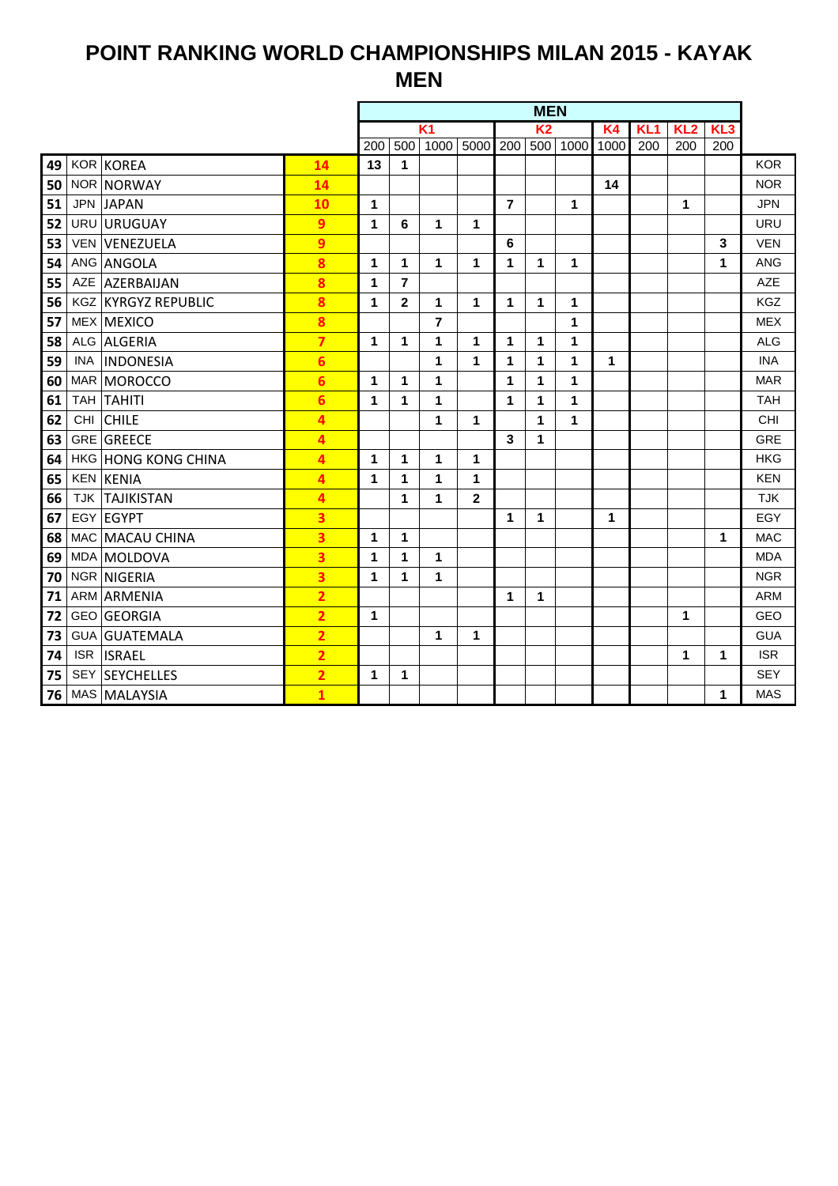# POINT RANKING WORLD CHAMPIONSHIPS MILAN 2015 - KAYAK MEN

| | | | | MEN | | | | | | | | | | | | |
|---|---|---|---|---|---|---|---|---|---|---|---|---|---|---|---|---|
| | | | | K1 | | | | K2 | | | K4 | KL1 | KL2 | KL3 | |
| | | | | 200 | 500 | 1000 | 5000 | 200 | 500 | 1000 | 1000 | 200 | 200 | 200 | |
| 49 | KOR | KOREA | 14 | 13 | 1 | | | | | | | | | | KOR |
| 50 | NOR | NORWAY | 14 | | | | | | | | 14 | | | | NOR |
| 51 | JPN | JAPAN | 10 | 1 | | | | 7 | | 1 | | | 1 | | JPN |
| 52 | URU | URUGUAY | 9 | 1 | 6 | 1 | 1 | | | | | | | | URU |
| 53 | VEN | VENEZUELA | 9 | | | | | 6 | | | | | | 3 | VEN |
| 54 | ANG | ANGOLA | 8 | 1 | 1 | 1 | 1 | 1 | 1 | 1 | | | | 1 | ANG |
| 55 | AZE | AZERBAIJAN | 8 | 1 | 7 | | | | | | | | | | AZE |
| 56 | KGZ | KYRGYZ REPUBLIC | 8 | 1 | 2 | 1 | 1 | 1 | 1 | 1 | | | | | KGZ |
| 57 | MEX | MEXICO | 8 | | | 7 | | | | 1 | | | | | MEX |
| 58 | ALG | ALGERIA | 7 | 1 | 1 | 1 | 1 | 1 | 1 | 1 | | | | | ALG |
| 59 | INA | INDONESIA | 6 | | | 1 | 1 | 1 | 1 | 1 | 1 | | | | INA |
| 60 | MAR | MOROCCO | 6 | 1 | 1 | 1 | | 1 | 1 | 1 | | | | | MAR |
| 61 | TAH | TAHITI | 6 | 1 | 1 | 1 | | 1 | 1 | 1 | | | | | TAH |
| 62 | CHI | CHILE | 4 | | | 1 | 1 | | 1 | 1 | | | | | CHI |
| 63 | GRE | GREECE | 4 | | | | | 3 | 1 | | | | | | GRE |
| 64 | HKG | HONG KONG CHINA | 4 | 1 | 1 | 1 | 1 | | | | | | | | HKG |
| 65 | KEN | KENIA | 4 | 1 | 1 | 1 | 1 | | | | | | | | KEN |
| 66 | TJK | TAJIKISTAN | 4 | | 1 | 1 | 2 | | | | | | | | TJK |
| 67 | EGY | EGYPT | 3 | | | | | 1 | 1 | | 1 | | | | EGY |
| 68 | MAC | MACAU CHINA | 3 | 1 | 1 | | | | | | | | | 1 | MAC |
| 69 | MDA | MOLDOVA | 3 | 1 | 1 | 1 | | | | | | | | | MDA |
| 70 | NGR | NIGERIA | 3 | 1 | 1 | 1 | | | | | | | | | NGR |
| 71 | ARM | ARMENIA | 2 | | | | | 1 | 1 | | | | | | ARM |
| 72 | GEO | GEORGIA | 2 | 1 | | | | | | | | | 1 | | GEO |
| 73 | GUA | GUATEMALA | 2 | | | 1 | 1 | | | | | | | | GUA |
| 74 | ISR | ISRAEL | 2 | | | | | | | | | | 1 | 1 | ISR |
| 75 | SEY | SEYCHELLES | 2 | 1 | 1 | | | | | | | | | | SEY |
| 76 | MAS | MALAYSIA | 1 | | | | | | | | | | | 1 | MAS |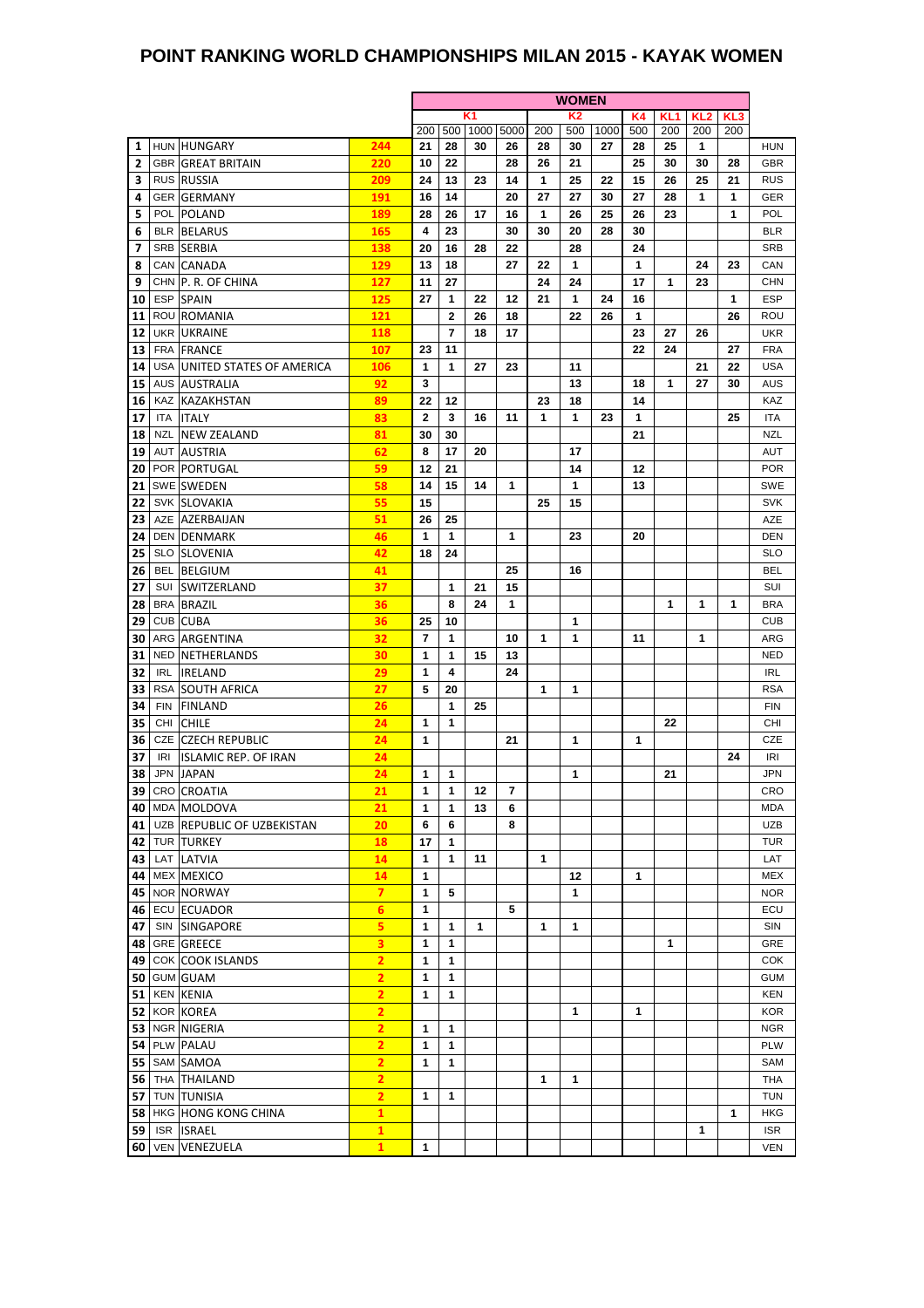# POINT RANKING WORLD CHAMPIONSHIPS MILAN 2015 - KAYAK WOMEN

| | | | | WOMEN | | | | | | | | | | | |
|---|---|---|---|---|---|---|---|---|---|---|---|---|---|---|---|
| | | | | K1 | | | | K2 | | | K4 | KL1 | KL2 | KL3 | |
| | | | | 200 | 500 | 1000 | 5000 | 200 | 500 | 1000 | 500 | 200 | 200 | 200 | |
| 1 | HUN | HUNGARY | 244 | 21 | 28 | 30 | 26 | 28 | 30 | 27 | 28 | 25 | 1 | | HUN |
| 2 | GBR | GREAT BRITAIN | 220 | 10 | 22 | | 28 | 26 | 21 | | 25 | 30 | 30 | 28 | GBR |
| 3 | RUS | RUSSIA | 209 | 24 | 13 | 23 | 14 | 1 | 25 | 22 | 15 | 26 | 25 | 21 | RUS |
| 4 | GER | GERMANY | 191 | 16 | 14 | | 20 | 27 | 27 | 30 | 27 | 28 | 1 | 1 | GER |
| 5 | POL | POLAND | 189 | 28 | 26 | 17 | 16 | 1 | 26 | 25 | 26 | 23 | | 1 | POL |
| 6 | BLR | BELARUS | 165 | 4 | 23 | | 30 | 30 | 20 | 28 | 30 | | | | BLR |
| 7 | SRB | SERBIA | 138 | 20 | 16 | 28 | 22 | | 28 | | 24 | | | | SRB |
| 8 | CAN | CANADA | 129 | 13 | 18 | | 27 | 22 | 1 | | 1 | | 24 | 23 | CAN |
| 9 | CHN | P. R. OF CHINA | 127 | 11 | 27 | | | 24 | 24 | | 17 | 1 | 23 | | CHN |
| 10 | ESP | SPAIN | 125 | 27 | 1 | 22 | 12 | 21 | 1 | 24 | 16 | | | 1 | ESP |
| 11 | ROU | ROMANIA | 121 | | 2 | 26 | 18 | | 22 | 26 | 1 | | | 26 | ROU |
| 12 | UKR | UKRAINE | 118 | | 7 | 18 | 17 | | | | 23 | 27 | 26 | | UKR |
| 13 | FRA | FRANCE | 107 | 23 | 11 | | | | | | 22 | 24 | | 27 | FRA |
| 14 | USA | UNITED STATES OF AMERICA | 106 | 1 | 1 | 27 | 23 | | 11 | | | | 21 | 22 | USA |
| 15 | AUS | AUSTRALIA | 92 | 3 | | | | | 13 | | 18 | 1 | 27 | 30 | AUS |
| 16 | KAZ | KAZAKHSTAN | 89 | 22 | 12 | | | 23 | 18 | | 14 | | | | KAZ |
| 17 | ITA | ITALY | 83 | 2 | 3 | 16 | 11 | 1 | 1 | 23 | 1 | | | 25 | ITA |
| 18 | NZL | NEW ZEALAND | 81 | 30 | 30 | | | | | | 21 | | | | NZL |
| 19 | AUT | AUSTRIA | 62 | 8 | 17 | 20 | | | 17 | | | | | | AUT |
| 20 | POR | PORTUGAL | 59 | 12 | 21 | | | | 14 | | 12 | | | | POR |
| 21 | SWE | SWEDEN | 58 | 14 | 15 | 14 | 1 | | 1 | | 13 | | | | SWE |
| 22 | SVK | SLOVAKIA | 55 | 15 | | | | 25 | 15 | | | | | | SVK |
| 23 | AZE | AZERBAIJAN | 51 | 26 | 25 | | | | | | | | | | AZE |
| 24 | DEN | DENMARK | 46 | 1 | 1 | | 1 | | 23 | | 20 | | | | DEN |
| 25 | SLO | SLOVENIA | 42 | 18 | 24 | | | | | | | | | | SLO |
| 26 | BEL | BELGIUM | 41 | | | | 25 | | 16 | | | | | | BEL |
| 27 | SUI | SWITZERLAND | 37 | | 1 | 21 | 15 | | | | | | | | SUI |
| 28 | BRA | BRAZIL | 36 | | 8 | 24 | 1 | | | | | 1 | 1 | 1 | BRA |
| 29 | CUB | CUBA | 36 | 25 | 10 | | | | 1 | | | | | | CUB |
| 30 | ARG | ARGENTINA | 32 | 7 | 1 | | 10 | 1 | 1 | | 11 | | 1 | | ARG |
| 31 | NED | NETHERLANDS | 30 | 1 | 1 | 15 | 13 | | | | | | | | NED |
| 32 | IRL | IRELAND | 29 | 1 | 4 | | 24 | | | | | | | | IRL |
| 33 | RSA | SOUTH AFRICA | 27 | 5 | 20 | | | 1 | 1 | | | | | | RSA |
| 34 | FIN | FINLAND | 26 | | 1 | 25 | | | | | | | | | FIN |
| 35 | CHI | CHILE | 24 | 1 | 1 | | | | | | | 22 | | | CHI |
| 36 | CZE | CZECH REPUBLIC | 24 | 1 | | | 21 | | 1 | | 1 | | | | CZE |
| 37 | IRI | ISLAMIC REP. OF IRAN | 24 | | | | | | | | | | | 24 | IRI |
| 38 | JPN | JAPAN | 24 | 1 | 1 | | | | 1 | | | 21 | | | JPN |
| 39 | CRO | CROATIA | 21 | 1 | 1 | 12 | 7 | | | | | | | | CRO |
| 40 | MDA | MOLDOVA | 21 | 1 | 1 | 13 | 6 | | | | | | | | MDA |
| 41 | UZB | REPUBLIC OF UZBEKISTAN | 20 | 6 | 6 | | 8 | | | | | | | | UZB |
| 42 | TUR | TURKEY | 18 | 17 | 1 | | | | | | | | | | TUR |
| 43 | LAT | LATVIA | 14 | 1 | 1 | 11 | | 1 | | | | | | | LAT |
| 44 | MEX | MEXICO | 14 | 1 | | | | | 12 | | 1 | | | | MEX |
| 45 | NOR | NORWAY | 7 | 1 | 5 | | | | 1 | | | | | | NOR |
| 46 | ECU | ECUADOR | 6 | 1 | | | 5 | | | | | | | | ECU |
| 47 | SIN | SINGAPORE | 5 | 1 | 1 | 1 | | 1 | 1 | | | | | | SIN |
| 48 | GRE | GREECE | 3 | 1 | 1 | | | | | | | 1 | | | GRE |
| 49 | COK | COOK ISLANDS | 2 | 1 | 1 | | | | | | | | | | COK |
| 50 | GUM | GUAM | 2 | 1 | 1 | | | | | | | | | | GUM |
| 51 | KEN | KENIA | 2 | 1 | 1 | | | | | | | | | | KEN |
| 52 | KOR | KOREA | 2 | | | | | | 1 | | 1 | | | | KOR |
| 53 | NGR | NIGERIA | 2 | 1 | 1 | | | | | | | | | | NGR |
| 54 | PLW | PALAU | 2 | 1 | 1 | | | | | | | | | | PLW |
| 55 | SAM | SAMOA | 2 | 1 | 1 | | | | | | | | | | SAM |
| 56 | THA | THAILAND | 2 | | | | | 1 | 1 | | | | | | THA |
| 57 | TUN | TUNISIA | 2 | 1 | 1 | | | | | | | | | | TUN |
| 58 | HKG | HONG KONG CHINA | 1 | | | | | | | | | | | 1 | HKG |
| 59 | ISR | ISRAEL | 1 | | | | | | | | | | 1 | | ISR |
| 60 | VEN | VENEZUELA | 1 | 1 | | | | | | | | | | | VEN |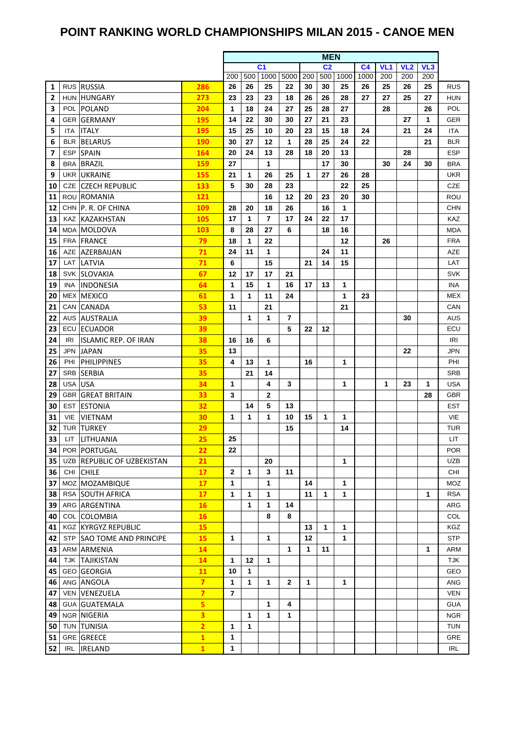# POINT RANKING WORLD CHAMPIONSHIPS MILAN 2015 - CANOE MEN

| | | | | MEN | | | | | | | | | | | | |
|---|---|---|---|---|---|---|---|---|---|---|---|---|---|---|---|---|
| | | | | C1 | | | | C2 | | | C4 | VL1 | VL2 | VL3 | |
| | | | | 200 | 500 | 1000 | 5000 | 200 | 500 | 1000 | 1000 | 200 | 200 | 200 | |
| 1 | RUS | RUSSIA | 286 | 26 | 26 | 25 | 22 | 30 | 30 | 25 | 26 | 25 | 26 | 25 | RUS |
| 2 | HUN | HUNGARY | 273 | 23 | 23 | 23 | 18 | 26 | 26 | 28 | 27 | 27 | 25 | 27 | HUN |
| 3 | POL | POLAND | 204 | 1 | 18 | 24 | 27 | 25 | 28 | 27 | | 28 | | 26 | POL |
| 4 | GER | GERMANY | 195 | 14 | 22 | 30 | 30 | 27 | 21 | 23 | | | 27 | 1 | GER |
| 5 | ITA | ITALY | 195 | 15 | 25 | 10 | 20 | 23 | 15 | 18 | 24 | | 21 | 24 | ITA |
| 6 | BLR | BELARUS | 190 | 30 | 27 | 12 | 1 | 28 | 25 | 24 | 22 | | | 21 | BLR |
| 7 | ESP | SPAIN | 164 | 20 | 24 | 13 | 28 | 18 | 20 | 13 | | | 28 | | ESP |
| 8 | BRA | BRAZIL | 159 | 27 | | 1 | | | 17 | 30 | | 30 | 24 | 30 | BRA |
| 9 | UKR | UKRAINE | 155 | 21 | 1 | 26 | 25 | 1 | 27 | 26 | 28 | | | | UKR |
| 10 | CZE | CZECH REPUBLIC | 133 | 5 | 30 | 28 | 23 | | | 22 | 25 | | | | CZE |
| 11 | ROU | ROMANIA | 121 | | | 16 | 12 | 20 | 23 | 20 | 30 | | | | ROU |
| 12 | CHN | P. R. OF CHINA | 109 | 28 | 20 | 18 | 26 | | 16 | 1 | | | | | CHN |
| 13 | KAZ | KAZAKHSTAN | 105 | 17 | 1 | 7 | 17 | 24 | 22 | 17 | | | | | KAZ |
| 14 | MDA | MOLDOVA | 103 | 8 | 28 | 27 | 6 | | 18 | 16 | | | | | MDA |
| 15 | FRA | FRANCE | 79 | 18 | 1 | 22 | | | | 12 | | 26 | | | FRA |
| 16 | AZE | AZERBAIJAN | 71 | 24 | 11 | 1 | | | 24 | 11 | | | | | AZE |
| 17 | LAT | LATVIA | 71 | 6 | | 15 | | 21 | 14 | 15 | | | | | LAT |
| 18 | SVK | SLOVAKIA | 67 | 12 | 17 | 17 | 21 | | | | | | | | SVK |
| 19 | INA | INDONESIA | 64 | 1 | 15 | 1 | 16 | 17 | 13 | 1 | | | | | INA |
| 20 | MEX | MEXICO | 61 | 1 | 1 | 11 | 24 | | | 1 | 23 | | | | MEX |
| 21 | CAN | CANADA | 53 | 11 | | 21 | | | | 21 | | | | | CAN |
| 22 | AUS | AUSTRALIA | 39 | | 1 | 1 | 7 | | | | | | 30 | | AUS |
| 23 | ECU | ECUADOR | 39 | | | | 5 | 22 | 12 | | | | | | ECU |
| 24 | IRI | ISLAMIC REP. OF IRAN | 38 | 16 | 16 | 6 | | | | | | | | | IRI |
| 25 | JPN | JAPAN | 35 | 13 | | | | | | | | | 22 | | JPN |
| 26 | PHI | PHILIPPINES | 35 | 4 | 13 | 1 | | 16 | | 1 | | | | | PHI |
| 27 | SRB | SERBIA | 35 | | 21 | 14 | | | | | | | | | SRB |
| 28 | USA | USA | 34 | 1 | | 4 | 3 | | | 1 | | 1 | 23 | 1 | USA |
| 29 | GBR | GREAT BRITAIN | 33 | 3 | | 2 | | | | | | | | 28 | GBR |
| 30 | EST | ESTONIA | 32 | | 14 | 5 | 13 | | | | | | | | EST |
| 31 | VIE | VIETNAM | 30 | 1 | 1 | 1 | 10 | 15 | 1 | 1 | | | | | VIE |
| 32 | TUR | TURKEY | 29 | | | | 15 | | | 14 | | | | | TUR |
| 33 | LIT | LITHUANIA | 25 | 25 | | | | | | | | | | | LIT |
| 34 | POR | PORTUGAL | 22 | 22 | | | | | | | | | | | POR |
| 35 | UZB | REPUBLIC OF UZBEKISTAN | 21 | | | 20 | | | | 1 | | | | | UZB |
| 36 | CHI | CHILE | 17 | 2 | 1 | 3 | 11 | | | | | | | | CHI |
| 37 | MOZ | MOZAMBIQUE | 17 | 1 | | 1 | | 14 | | 1 | | | | | MOZ |
| 38 | RSA | SOUTH AFRICA | 17 | 1 | 1 | 1 | | 11 | 1 | 1 | | | | 1 | RSA |
| 39 | ARG | ARGENTINA | 16 | | 1 | 1 | 14 | | | | | | | | ARG |
| 40 | COL | COLOMBIA | 16 | | | 8 | 8 | | | | | | | | COL |
| 41 | KGZ | KYRGYZ REPUBLIC | 15 | | | | | 13 | 1 | 1 | | | | | KGZ |
| 42 | STP | SAO TOME AND PRINCIPE | 15 | 1 | | 1 | | 12 | | 1 | | | | | STP |
| 43 | ARM | ARMENIA | 14 | | | | 1 | 1 | 11 | | | | | 1 | ARM |
| 44 | TJK | TAJIKISTAN | 14 | 1 | 12 | 1 | | | | | | | | | TJK |
| 45 | GEO | GEORGIA | 11 | 10 | 1 | | | | | | | | | | GEO |
| 46 | ANG | ANGOLA | 7 | 1 | 1 | 1 | 2 | 1 | | 1 | | | | | ANG |
| 47 | VEN | VENEZUELA | 7 | 7 | | | | | | | | | | | VEN |
| 48 | GUA | GUATEMALA | 5 | | | 1 | 4 | | | | | | | | GUA |
| 49 | NGR | NIGERIA | 3 | | 1 | 1 | 1 | | | | | | | | NGR |
| 50 | TUN | TUNISIA | 2 | 1 | 1 | | | | | | | | | | TUN |
| 51 | GRE | GREECE | 1 | 1 | | | | | | | | | | | GRE |
| 52 | IRL | IRELAND | 1 | 1 | | | | | | | | | | | IRL |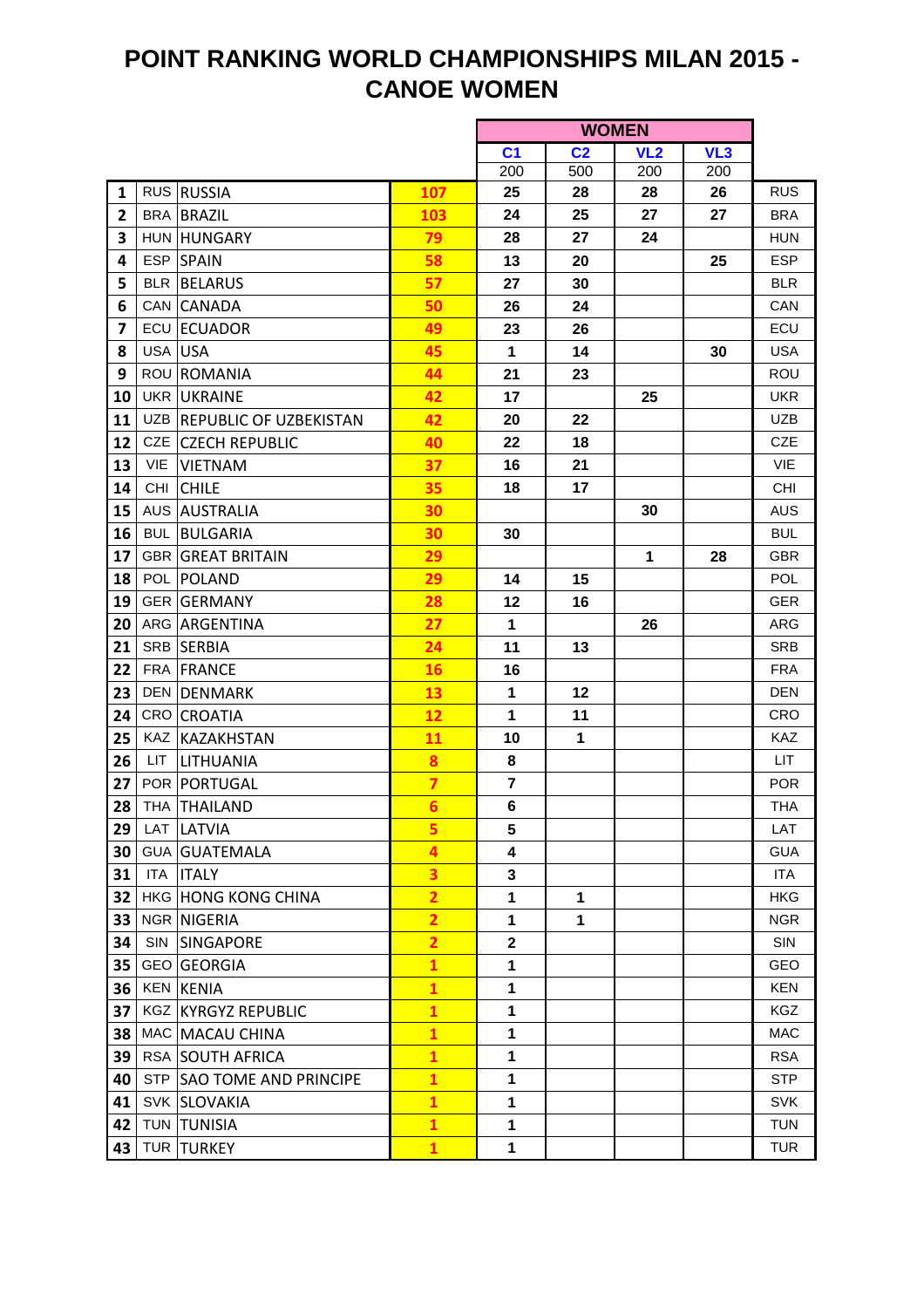# POINT RANKING WORLD CHAMPIONSHIPS MILAN 2015 - CANOE WOMEN

| | | | | WOMEN | | | | |
|---|---|---|---|---|---|---|---|---|
| | | | | C1 | C2 | VL2 | VL3 | |
| | | | | 200 | 500 | 200 | 200 | |
| 1 | RUS | RUSSIA | 107 | 25 | 28 | 28 | 26 | RUS |
| 2 | BRA | BRAZIL | 103 | 24 | 25 | 27 | 27 | BRA |
| 3 | HUN | HUNGARY | 79 | 28 | 27 | 24 | | HUN |
| 4 | ESP | SPAIN | 58 | 13 | 20 | | 25 | ESP |
| 5 | BLR | BELARUS | 57 | 27 | 30 | | | BLR |
| 6 | CAN | CANADA | 50 | 26 | 24 | | | CAN |
| 7 | ECU | ECUADOR | 49 | 23 | 26 | | | ECU |
| 8 | USA | USA | 45 | 1 | 14 | | 30 | USA |
| 9 | ROU | ROMANIA | 44 | 21 | 23 | | | ROU |
| 10 | UKR | UKRAINE | 42 | 17 | | 25 | | UKR |
| 11 | UZB | REPUBLIC OF UZBEKISTAN | 42 | 20 | 22 | | | UZB |
| 12 | CZE | CZECH REPUBLIC | 40 | 22 | 18 | | | CZE |
| 13 | VIE | VIETNAM | 37 | 16 | 21 | | | VIE |
| 14 | CHI | CHILE | 35 | 18 | 17 | | | CHI |
| 15 | AUS | AUSTRALIA | 30 | | | 30 | | AUS |
| 16 | BUL | BULGARIA | 30 | 30 | | | | BUL |
| 17 | GBR | GREAT BRITAIN | 29 | | | 1 | 28 | GBR |
| 18 | POL | POLAND | 29 | 14 | 15 | | | POL |
| 19 | GER | GERMANY | 28 | 12 | 16 | | | GER |
| 20 | ARG | ARGENTINA | 27 | 1 | | 26 | | ARG |
| 21 | SRB | SERBIA | 24 | 11 | 13 | | | SRB |
| 22 | FRA | FRANCE | 16 | 16 | | | | FRA |
| 23 | DEN | DENMARK | 13 | 1 | 12 | | | DEN |
| 24 | CRO | CROATIA | 12 | 1 | 11 | | | CRO |
| 25 | KAZ | KAZAKHSTAN | 11 | 10 | 1 | | | KAZ |
| 26 | LIT | LITHUANIA | 8 | 8 | | | | LIT |
| 27 | POR | PORTUGAL | 7 | 7 | | | | POR |
| 28 | THA | THAILAND | 6 | 6 | | | | THA |
| 29 | LAT | LATVIA | 5 | 5 | | | | LAT |
| 30 | GUA | GUATEMALA | 4 | 4 | | | | GUA |
| 31 | ITA | ITALY | 3 | 3 | | | | ITA |
| 32 | HKG | HONG KONG CHINA | 2 | 1 | 1 | | | HKG |
| 33 | NGR | NIGERIA | 2 | 1 | 1 | | | NGR |
| 34 | SIN | SINGAPORE | 2 | 2 | | | | SIN |
| 35 | GEO | GEORGIA | 1 | 1 | | | | GEO |
| 36 | KEN | KENIA | 1 | 1 | | | | KEN |
| 37 | KGZ | KYRGYZ REPUBLIC | 1 | 1 | | | | KGZ |
| 38 | MAC | MACAU CHINA | 1 | 1 | | | | MAC |
| 39 | RSA | SOUTH AFRICA | 1 | 1 | | | | RSA |
| 40 | STP | SAO TOME AND PRINCIPE | 1 | 1 | | | | STP |
| 41 | SVK | SLOVAKIA | 1 | 1 | | | | SVK |
| 42 | TUN | TUNISIA | 1 | 1 | | | | TUN |
| 43 | TUR | TURKEY | 1 | 1 | | | | TUR |